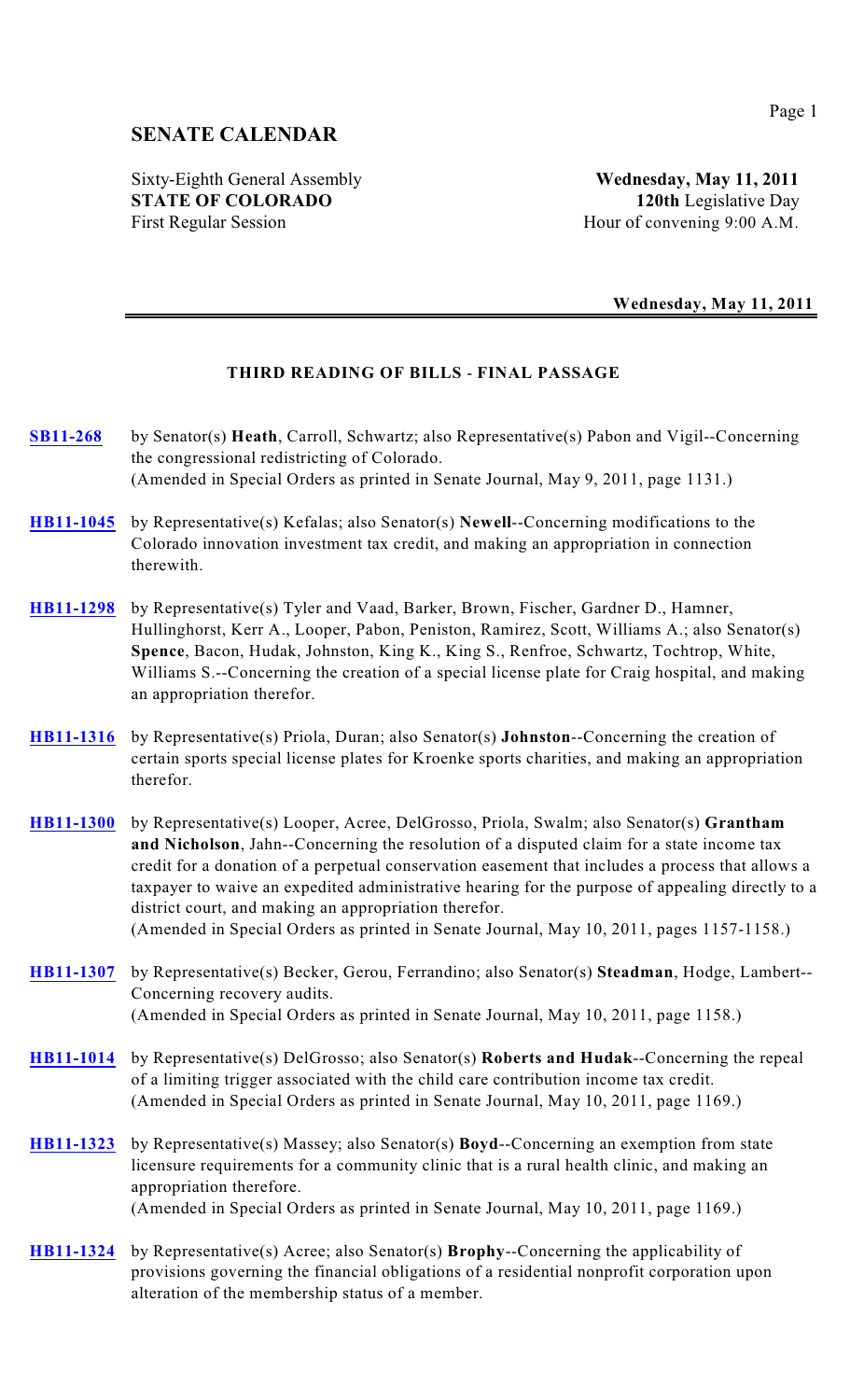# SENATE CALENDAR

Sixty-Eighth General Assembly — **Wednesday, May 11, 2011**
**STATE OF COLORADO** — **120th** Legislative Day
First Regular Session — Hour of convening 9:00 A.M.

**Wednesday, May 11, 2011**

## THIRD READING OF BILLS - FINAL PASSAGE

**SB11-268** by Senator(s) **Heath**, Carroll, Schwartz; also Representative(s) Pabon and Vigil--Concerning the congressional redistricting of Colorado.
(Amended in Special Orders as printed in Senate Journal, May 9, 2011, page 1131.)

**HB11-1045** by Representative(s) Kefalas; also Senator(s) **Newell**--Concerning modifications to the Colorado innovation investment tax credit, and making an appropriation in connection therewith.

**HB11-1298** by Representative(s) Tyler and Vaad, Barker, Brown, Fischer, Gardner D., Hamner, Hullinghorst, Kerr A., Looper, Pabon, Peniston, Ramirez, Scott, Williams A.; also Senator(s) **Spence**, Bacon, Hudak, Johnston, King K., King S., Renfroe, Schwartz, Tochtrop, White, Williams S.--Concerning the creation of a special license plate for Craig hospital, and making an appropriation therefor.

**HB11-1316** by Representative(s) Priola, Duran; also Senator(s) **Johnston**--Concerning the creation of certain sports special license plates for Kroenke sports charities, and making an appropriation therefor.

**HB11-1300** by Representative(s) Looper, Acree, DelGrosso, Priola, Swalm; also Senator(s) **Grantham and Nicholson**, Jahn--Concerning the resolution of a disputed claim for a state income tax credit for a donation of a perpetual conservation easement that includes a process that allows a taxpayer to waive an expedited administrative hearing for the purpose of appealing directly to a district court, and making an appropriation therefor.
(Amended in Special Orders as printed in Senate Journal, May 10, 2011, pages 1157-1158.)

**HB11-1307** by Representative(s) Becker, Gerou, Ferrandino; also Senator(s) **Steadman**, Hodge, Lambert--Concerning recovery audits.
(Amended in Special Orders as printed in Senate Journal, May 10, 2011, page 1158.)

**HB11-1014** by Representative(s) DelGrosso; also Senator(s) **Roberts and Hudak**--Concerning the repeal of a limiting trigger associated with the child care contribution income tax credit.
(Amended in Special Orders as printed in Senate Journal, May 10, 2011, page 1169.)

**HB11-1323** by Representative(s) Massey; also Senator(s) **Boyd**--Concerning an exemption from state licensure requirements for a community clinic that is a rural health clinic, and making an appropriation therefore.
(Amended in Special Orders as printed in Senate Journal, May 10, 2011, page 1169.)

**HB11-1324** by Representative(s) Acree; also Senator(s) **Brophy**--Concerning the applicability of provisions governing the financial obligations of a residential nonprofit corporation upon alteration of the membership status of a member.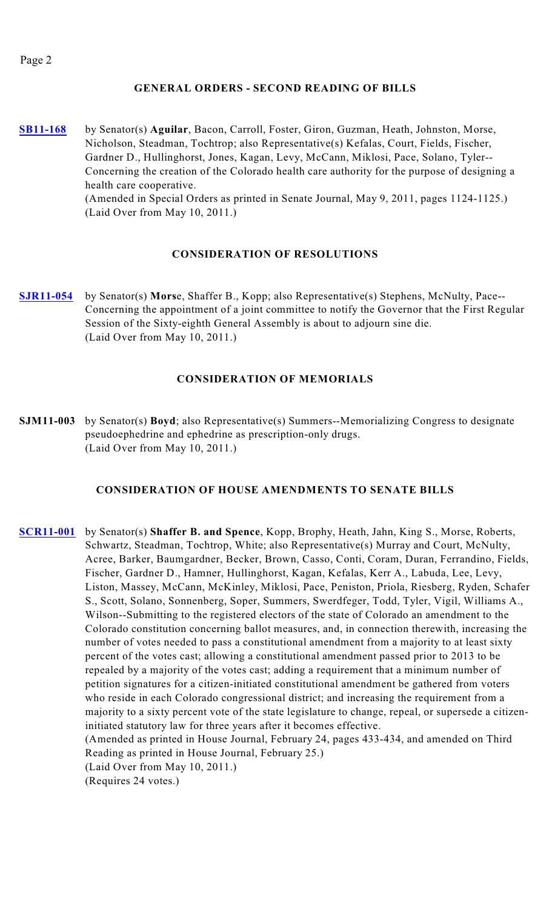## GENERAL ORDERS - SECOND READING OF BILLS

**SB11-168** by Senator(s) **Aguilar**, Bacon, Carroll, Foster, Giron, Guzman, Heath, Johnston, Morse, Nicholson, Steadman, Tochtrop; also Representative(s) Kefalas, Court, Fields, Fischer, Gardner D., Hullinghorst, Jones, Kagan, Levy, McCann, Miklosi, Pace, Solano, Tyler--Concerning the creation of the Colorado health care authority for the purpose of designing a health care cooperative.
(Amended in Special Orders as printed in Senate Journal, May 9, 2011, pages 1124-1125.)
(Laid Over from May 10, 2011.)

## CONSIDERATION OF RESOLUTIONS

**SJR11-054** by Senator(s) **Morse**, Shaffer B., Kopp; also Representative(s) Stephens, McNulty, Pace--Concerning the appointment of a joint committee to notify the Governor that the First Regular Session of the Sixty-eighth General Assembly is about to adjourn sine die.
(Laid Over from May 10, 2011.)

## CONSIDERATION OF MEMORIALS

**SJM11-003** by Senator(s) **Boyd**; also Representative(s) Summers--Memorializing Congress to designate pseudoephedrine and ephedrine as prescription-only drugs.
(Laid Over from May 10, 2011.)

## CONSIDERATION OF HOUSE AMENDMENTS TO SENATE BILLS

**SCR11-001** by Senator(s) **Shaffer B. and Spence**, Kopp, Brophy, Heath, Jahn, King S., Morse, Roberts, Schwartz, Steadman, Tochtrop, White; also Representative(s) Murray and Court, McNulty, Acree, Barker, Baumgardner, Becker, Brown, Casso, Conti, Coram, Duran, Ferrandino, Fields, Fischer, Gardner D., Hamner, Hullinghorst, Kagan, Kefalas, Kerr A., Labuda, Lee, Levy, Liston, Massey, McCann, McKinley, Miklosi, Pace, Peniston, Priola, Riesberg, Ryden, Schafer S., Scott, Solano, Sonnenberg, Soper, Summers, Swerdfeger, Todd, Tyler, Vigil, Williams A., Wilson--Submitting to the registered electors of the state of Colorado an amendment to the Colorado constitution concerning ballot measures, and, in connection therewith, increasing the number of votes needed to pass a constitutional amendment from a majority to at least sixty percent of the votes cast; allowing a constitutional amendment passed prior to 2013 to be repealed by a majority of the votes cast; adding a requirement that a minimum number of petition signatures for a citizen-initiated constitutional amendment be gathered from voters who reside in each Colorado congressional district; and increasing the requirement from a majority to a sixty percent vote of the state legislature to change, repeal, or supersede a citizen-initiated statutory law for three years after it becomes effective.
(Amended as printed in House Journal, February 24, pages 433-434, and amended on Third Reading as printed in House Journal, February 25.)
(Laid Over from May 10, 2011.)
(Requires 24 votes.)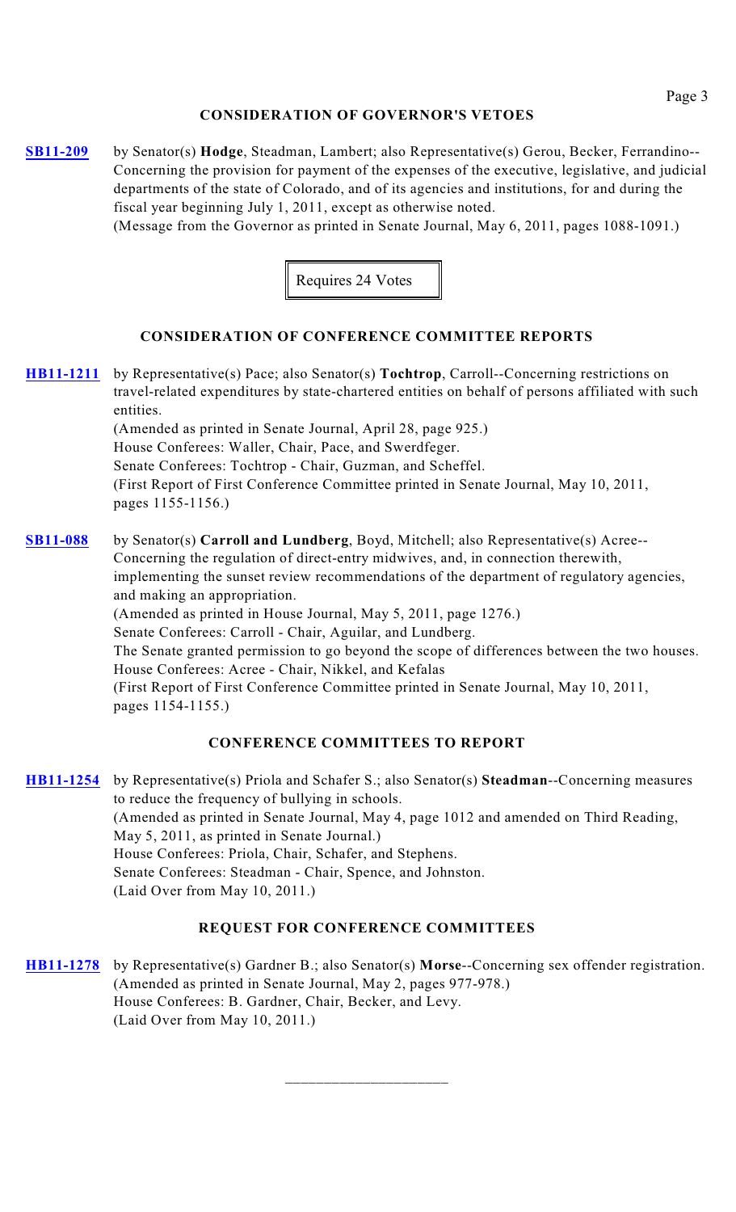## CONSIDERATION OF GOVERNOR'S VETOES

**SB11-209** by Senator(s) **Hodge**, Steadman, Lambert; also Representative(s) Gerou, Becker, Ferrandino--Concerning the provision for payment of the expenses of the executive, legislative, and judicial departments of the state of Colorado, and of its agencies and institutions, for and during the fiscal year beginning July 1, 2011, except as otherwise noted.
(Message from the Governor as printed in Senate Journal, May 6, 2011, pages 1088-1091.)

Requires 24 Votes

## CONSIDERATION OF CONFERENCE COMMITTEE REPORTS

**HB11-1211** by Representative(s) Pace; also Senator(s) **Tochtrop**, Carroll--Concerning restrictions on travel-related expenditures by state-chartered entities on behalf of persons affiliated with such entities.
(Amended as printed in Senate Journal, April 28, page 925.)
House Conferees: Waller, Chair, Pace, and Swerdfeger.
Senate Conferees: Tochtrop - Chair, Guzman, and Scheffel.
(First Report of First Conference Committee printed in Senate Journal, May 10, 2011, pages 1155-1156.)

**SB11-088** by Senator(s) **Carroll and Lundberg**, Boyd, Mitchell; also Representative(s) Acree--Concerning the regulation of direct-entry midwives, and, in connection therewith, implementing the sunset review recommendations of the department of regulatory agencies, and making an appropriation.
(Amended as printed in House Journal, May 5, 2011, page 1276.)
Senate Conferees: Carroll - Chair, Aguilar, and Lundberg.
The Senate granted permission to go beyond the scope of differences between the two houses.
House Conferees: Acree - Chair, Nikkel, and Kefalas
(First Report of First Conference Committee printed in Senate Journal, May 10, 2011, pages 1154-1155.)

## CONFERENCE COMMITTEES TO REPORT

**HB11-1254** by Representative(s) Priola and Schafer S.; also Senator(s) **Steadman**--Concerning measures to reduce the frequency of bullying in schools.
(Amended as printed in Senate Journal, May 4, page 1012 and amended on Third Reading, May 5, 2011, as printed in Senate Journal.)
House Conferees: Priola, Chair, Schafer, and Stephens.
Senate Conferees: Steadman - Chair, Spence, and Johnston.
(Laid Over from May 10, 2011.)

## REQUEST FOR CONFERENCE COMMITTEES

**HB11-1278** by Representative(s) Gardner B.; also Senator(s) **Morse**--Concerning sex offender registration.
(Amended as printed in Senate Journal, May 2, pages 977-978.)
House Conferees: B. Gardner, Chair, Becker, and Levy.
(Laid Over from May 10, 2011.)

\_\_\_\_\_\_\_\_\_\_\_\_\_\_\_\_\_\_\_\_\_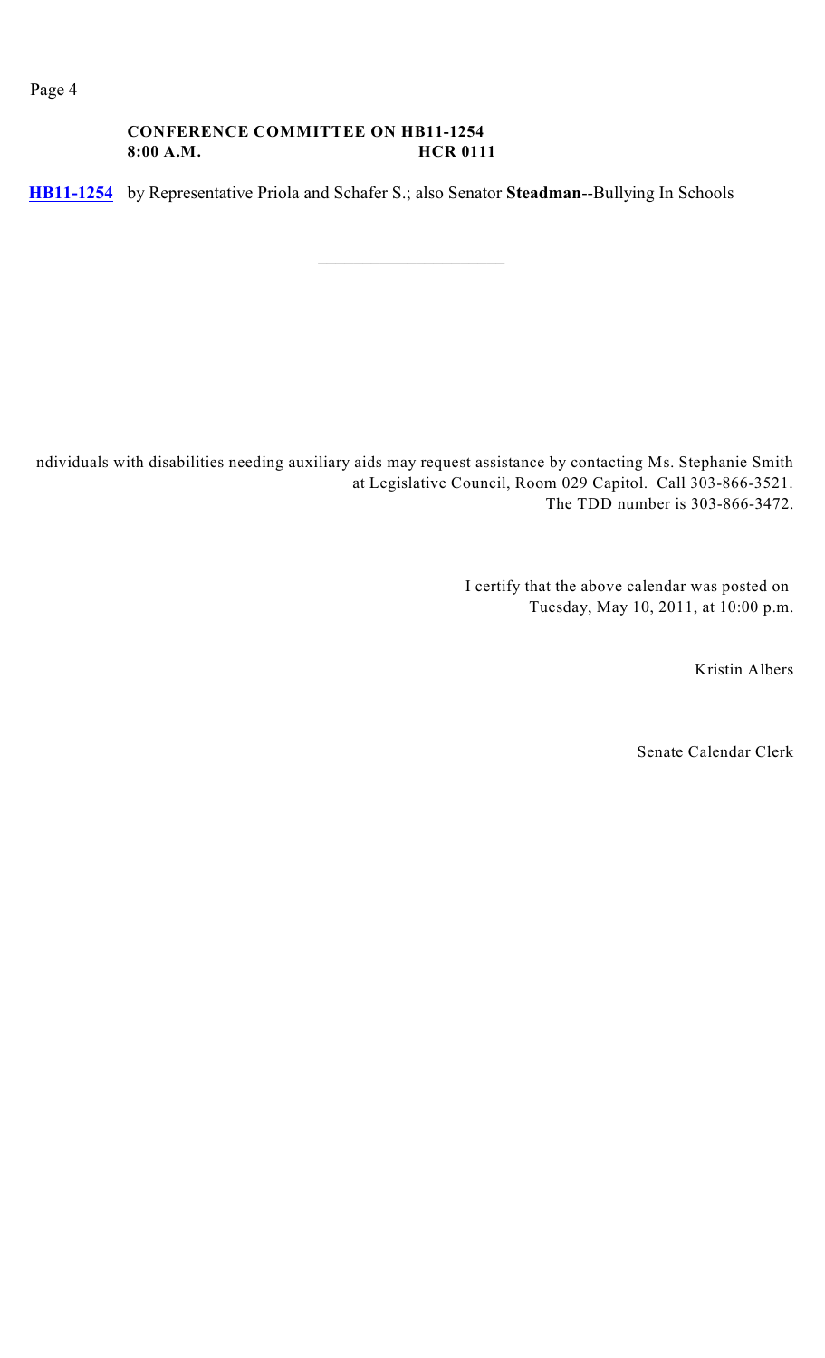**CONFERENCE COMMITTEE ON HB11-1254**
**8:00 A.M. HCR 0111**

**HB11-1254** by Representative Priola and Schafer S.; also Senator **Steadman**--Bullying In Schools

______________________

ndividuals with disabilities needing auxiliary aids may request assistance by contacting Ms. Stephanie Smith at Legislative Council, Room 029 Capitol. Call 303-866-3521. The TDD number is 303-866-3472.

I certify that the above calendar was posted on Tuesday, May 10, 2011, at 10:00 p.m.

Kristin Albers

Senate Calendar Clerk